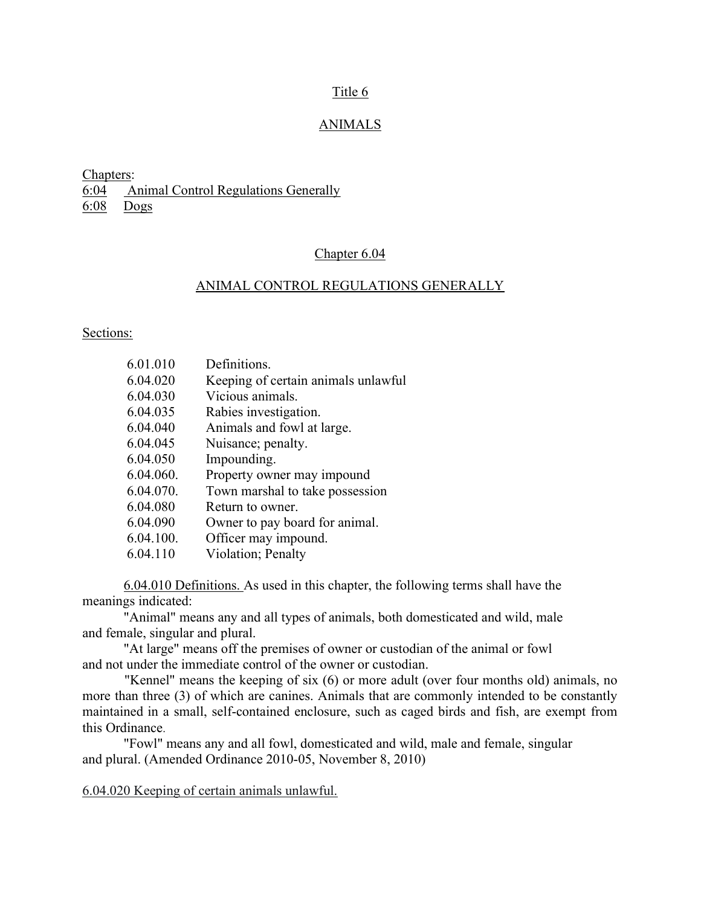# Title 6

## ANIMALS

Chapters:
6:04 Animal Control Regulations Generally
6:08 Dogs

## Chapter 6.04

## ANIMAL CONTROL REGULATIONS GENERALLY

Sections:

| | |
|---|---|
| 6.01.010 | Definitions. |
| 6.04.020 | Keeping of certain animals unlawful |
| 6.04.030 | Vicious animals. |
| 6.04.035 | Rabies investigation. |
| 6.04.040 | Animals and fowl at large. |
| 6.04.045 | Nuisance; penalty. |
| 6.04.050 | Impounding. |
| 6.04.060. | Property owner may impound |
| 6.04.070. | Town marshal to take possession |
| 6.04.080 | Return to owner. |
| 6.04.090 | Owner to pay board for animal. |
| 6.04.100. | Officer may impound. |
| 6.04.110 | Violation; Penalty |

6.04.010 Definitions. As used in this chapter, the following terms shall have the meanings indicated:

"Animal" means any and all types of animals, both domesticated and wild, male and female, singular and plural.

"At large" means off the premises of owner or custodian of the animal or fowl and not under the immediate control of the owner or custodian.

"Kennel" means the keeping of six (6) or more adult (over four months old) animals, no more than three (3) of which are canines. Animals that are commonly intended to be constantly maintained in a small, self-contained enclosure, such as caged birds and fish, are exempt from this Ordinance.

"Fowl" means any and all fowl, domesticated and wild, male and female, singular and plural. (Amended Ordinance 2010-05, November 8, 2010)

6.04.020 Keeping of certain animals unlawful.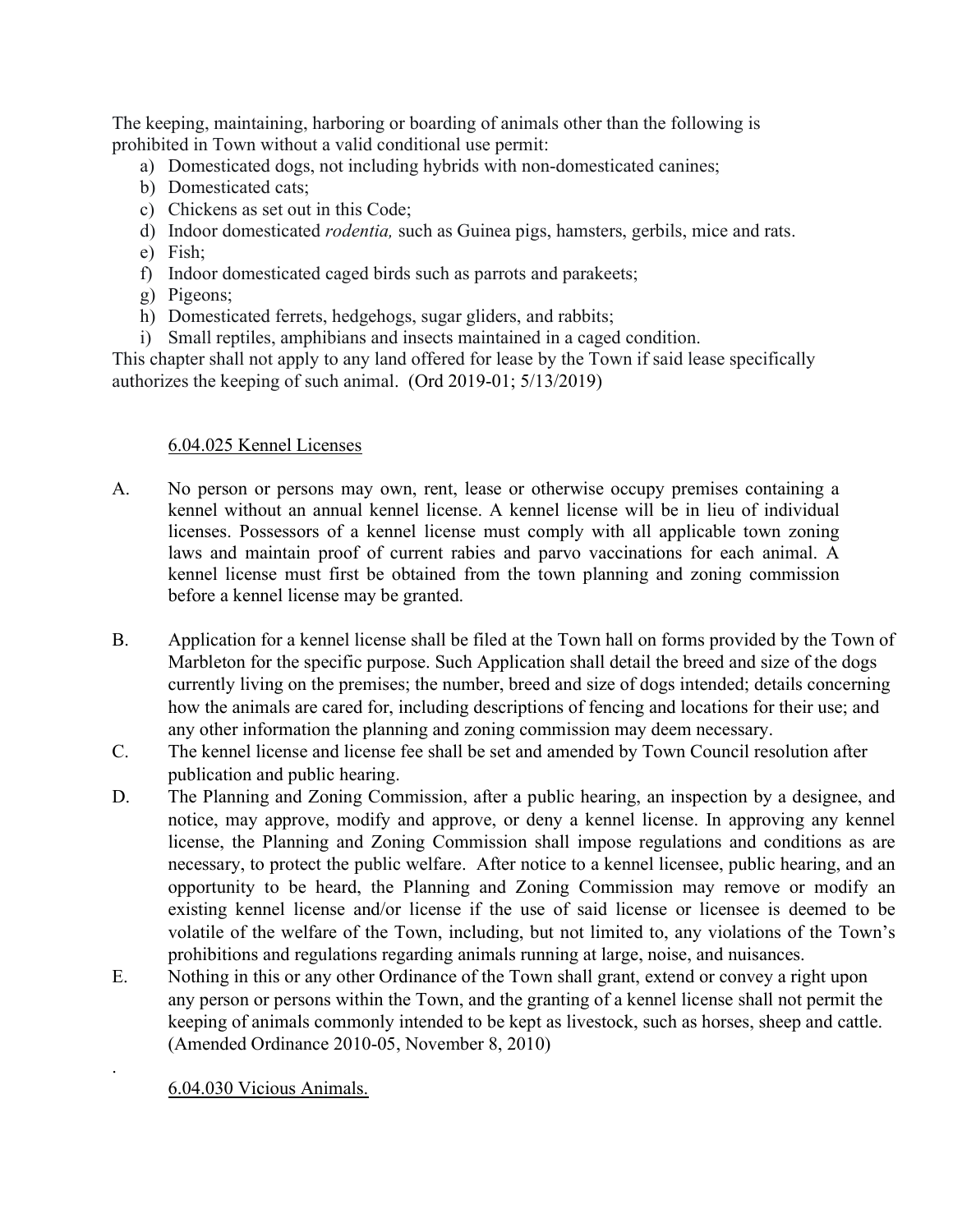The keeping, maintaining, harboring or boarding of animals other than the following is prohibited in Town without a valid conditional use permit:

a) Domesticated dogs, not including hybrids with non-domesticated canines;
b) Domesticated cats;
c) Chickens as set out in this Code;
d) Indoor domesticated *rodentia,* such as Guinea pigs, hamsters, gerbils, mice and rats.
e) Fish;
f) Indoor domesticated caged birds such as parrots and parakeets;
g) Pigeons;
h) Domesticated ferrets, hedgehogs, sugar gliders, and rabbits;
i) Small reptiles, amphibians and insects maintained in a caged condition.

This chapter shall not apply to any land offered for lease by the Town if said lease specifically authorizes the keeping of such animal. (Ord 2019-01; 5/13/2019)

### 6.04.025 Kennel Licenses

A. No person or persons may own, rent, lease or otherwise occupy premises containing a kennel without an annual kennel license. A kennel license will be in lieu of individual licenses. Possessors of a kennel license must comply with all applicable town zoning laws and maintain proof of current rabies and parvo vaccinations for each animal. A kennel license must first be obtained from the town planning and zoning commission before a kennel license may be granted.

B. Application for a kennel license shall be filed at the Town hall on forms provided by the Town of Marbleton for the specific purpose. Such Application shall detail the breed and size of the dogs currently living on the premises; the number, breed and size of dogs intended; details concerning how the animals are cared for, including descriptions of fencing and locations for their use; and any other information the planning and zoning commission may deem necessary.

C. The kennel license and license fee shall be set and amended by Town Council resolution after publication and public hearing.

D. The Planning and Zoning Commission, after a public hearing, an inspection by a designee, and notice, may approve, modify and approve, or deny a kennel license. In approving any kennel license, the Planning and Zoning Commission shall impose regulations and conditions as are necessary, to protect the public welfare. After notice to a kennel licensee, public hearing, and an opportunity to be heard, the Planning and Zoning Commission may remove or modify an existing kennel license and/or license if the use of said license or licensee is deemed to be volatile of the welfare of the Town, including, but not limited to, any violations of the Town's prohibitions and regulations regarding animals running at large, noise, and nuisances.

E. Nothing in this or any other Ordinance of the Town shall grant, extend or convey a right upon any person or persons within the Town, and the granting of a kennel license shall not permit the keeping of animals commonly intended to be kept as livestock, such as horses, sheep and cattle. (Amended Ordinance 2010-05, November 8, 2010)

.

### 6.04.030 Vicious Animals.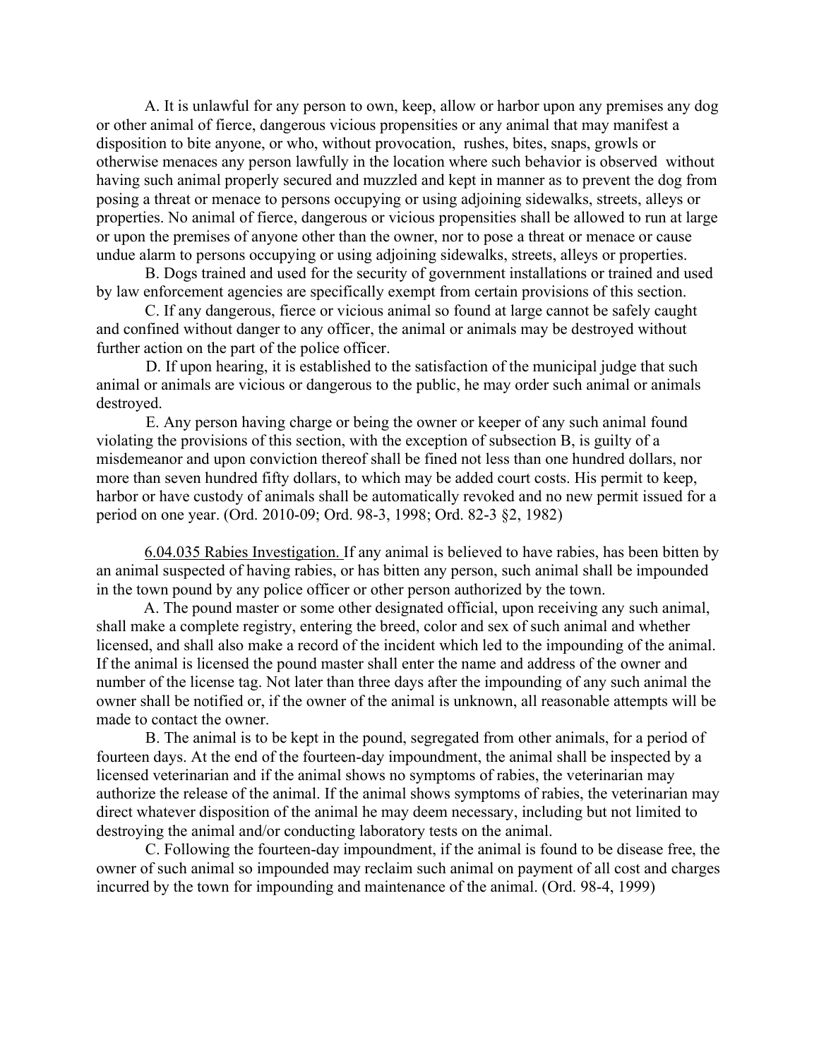A. It is unlawful for any person to own, keep, allow or harbor upon any premises any dog or other animal of fierce, dangerous vicious propensities or any animal that may manifest a disposition to bite anyone, or who, without provocation, rushes, bites, snaps, growls or otherwise menaces any person lawfully in the location where such behavior is observed without having such animal properly secured and muzzled and kept in manner as to prevent the dog from posing a threat or menace to persons occupying or using adjoining sidewalks, streets, alleys or properties. No animal of fierce, dangerous or vicious propensities shall be allowed to run at large or upon the premises of anyone other than the owner, nor to pose a threat or menace or cause undue alarm to persons occupying or using adjoining sidewalks, streets, alleys or properties.

B. Dogs trained and used for the security of government installations or trained and used by law enforcement agencies are specifically exempt from certain provisions of this section.

C. If any dangerous, fierce or vicious animal so found at large cannot be safely caught and confined without danger to any officer, the animal or animals may be destroyed without further action on the part of the police officer.

D. If upon hearing, it is established to the satisfaction of the municipal judge that such animal or animals are vicious or dangerous to the public, he may order such animal or animals destroyed.

E. Any person having charge or being the owner or keeper of any such animal found violating the provisions of this section, with the exception of subsection B, is guilty of a misdemeanor and upon conviction thereof shall be fined not less than one hundred dollars, nor more than seven hundred fifty dollars, to which may be added court costs. His permit to keep, harbor or have custody of animals shall be automatically revoked and no new permit issued for a period on one year. (Ord. 2010-09; Ord. 98-3, 1998; Ord. 82-3 §2, 1982)

<u>6.04.035 Rabies Investigation.</u> If any animal is believed to have rabies, has been bitten by an animal suspected of having rabies, or has bitten any person, such animal shall be impounded in the town pound by any police officer or other person authorized by the town.

A. The pound master or some other designated official, upon receiving any such animal, shall make a complete registry, entering the breed, color and sex of such animal and whether licensed, and shall also make a record of the incident which led to the impounding of the animal. If the animal is licensed the pound master shall enter the name and address of the owner and number of the license tag. Not later than three days after the impounding of any such animal the owner shall be notified or, if the owner of the animal is unknown, all reasonable attempts will be made to contact the owner.

B. The animal is to be kept in the pound, segregated from other animals, for a period of fourteen days. At the end of the fourteen-day impoundment, the animal shall be inspected by a licensed veterinarian and if the animal shows no symptoms of rabies, the veterinarian may authorize the release of the animal. If the animal shows symptoms of rabies, the veterinarian may direct whatever disposition of the animal he may deem necessary, including but not limited to destroying the animal and/or conducting laboratory tests on the animal.

C. Following the fourteen-day impoundment, if the animal is found to be disease free, the owner of such animal so impounded may reclaim such animal on payment of all cost and charges incurred by the town for impounding and maintenance of the animal. (Ord. 98-4, 1999)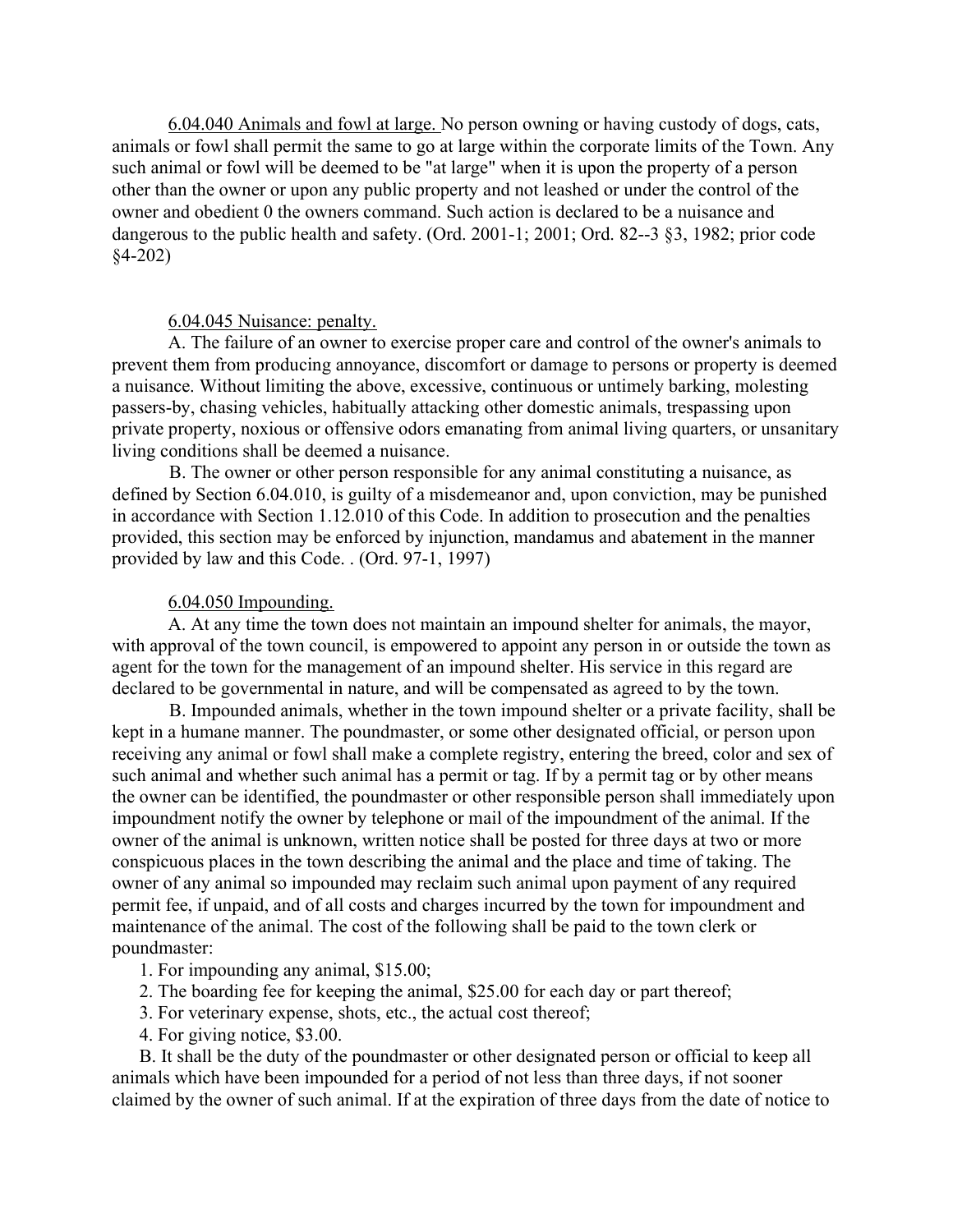6.04.040 Animals and fowl at large. No person owning or having custody of dogs, cats, animals or fowl shall permit the same to go at large within the corporate limits of the Town. Any such animal or fowl will be deemed to be "at large" when it is upon the property of a person other than the owner or upon any public property and not leashed or under the control of the owner and obedient 0 the owners command. Such action is declared to be a nuisance and dangerous to the public health and safety. (Ord. 2001-1; 2001; Ord. 82--3 §3, 1982; prior code §4-202)

6.04.045 Nuisance: penalty.

A. The failure of an owner to exercise proper care and control of the owner's animals to prevent them from producing annoyance, discomfort or damage to persons or property is deemed a nuisance. Without limiting the above, excessive, continuous or untimely barking, molesting passers-by, chasing vehicles, habitually attacking other domestic animals, trespassing upon private property, noxious or offensive odors emanating from animal living quarters, or unsanitary living conditions shall be deemed a nuisance.

B. The owner or other person responsible for any animal constituting a nuisance, as defined by Section 6.04.010, is guilty of a misdemeanor and, upon conviction, may be punished in accordance with Section 1.12.010 of this Code. In addition to prosecution and the penalties provided, this section may be enforced by injunction, mandamus and abatement in the manner provided by law and this Code. . (Ord. 97-1, 1997)

6.04.050 Impounding.

A. At any time the town does not maintain an impound shelter for animals, the mayor, with approval of the town council, is empowered to appoint any person in or outside the town as agent for the town for the management of an impound shelter. His service in this regard are declared to be governmental in nature, and will be compensated as agreed to by the town.

B. Impounded animals, whether in the town impound shelter or a private facility, shall be kept in a humane manner. The poundmaster, or some other designated official, or person upon receiving any animal or fowl shall make a complete registry, entering the breed, color and sex of such animal and whether such animal has a permit or tag. If by a permit tag or by other means the owner can be identified, the poundmaster or other responsible person shall immediately upon impoundment notify the owner by telephone or mail of the impoundment of the animal. If the owner of the animal is unknown, written notice shall be posted for three days at two or more conspicuous places in the town describing the animal and the place and time of taking. The owner of any animal so impounded may reclaim such animal upon payment of any required permit fee, if unpaid, and of all costs and charges incurred by the town for impoundment and maintenance of the animal. The cost of the following shall be paid to the town clerk or poundmaster:

1. For impounding any animal, $15.00;
2. The boarding fee for keeping the animal, $25.00 for each day or part thereof;
3. For veterinary expense, shots, etc., the actual cost thereof;
4. For giving notice, $3.00.

B. It shall be the duty of the poundmaster or other designated person or official to keep all animals which have been impounded for a period of not less than three days, if not sooner claimed by the owner of such animal. If at the expiration of three days from the date of notice to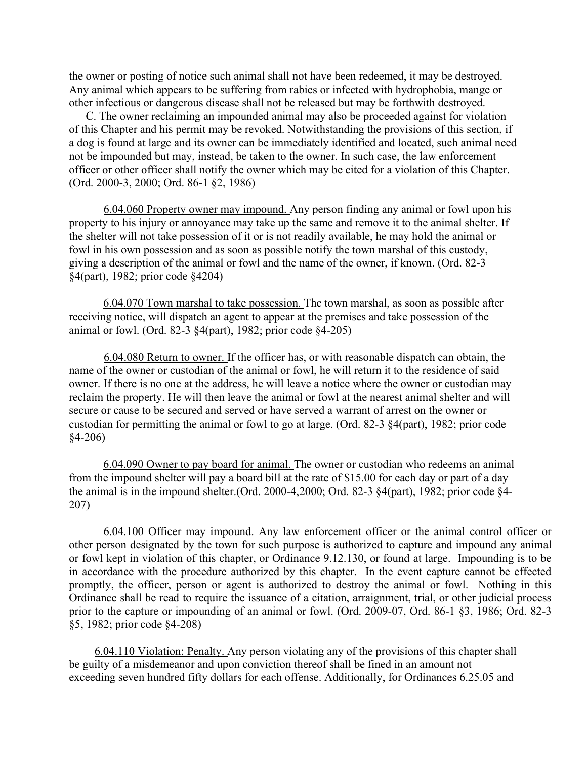the owner or posting of notice such animal shall not have been redeemed, it may be destroyed. Any animal which appears to be suffering from rabies or infected with hydrophobia, mange or other infectious or dangerous disease shall not be released but may be forthwith destroyed.

C. The owner reclaiming an impounded animal may also be proceeded against for violation of this Chapter and his permit may be revoked. Notwithstanding the provisions of this section, if a dog is found at large and its owner can be immediately identified and located, such animal need not be impounded but may, instead, be taken to the owner. In such case, the law enforcement officer or other officer shall notify the owner which may be cited for a violation of this Chapter. (Ord. 2000-3, 2000; Ord. 86-1 §2, 1986)

6.04.060 Property owner may impound. Any person finding any animal or fowl upon his property to his injury or annoyance may take up the same and remove it to the animal shelter. If the shelter will not take possession of it or is not readily available, he may hold the animal or fowl in his own possession and as soon as possible notify the town marshal of this custody, giving a description of the animal or fowl and the name of the owner, if known. (Ord. 82-3 §4(part), 1982; prior code §4204)

6.04.070 Town marshal to take possession. The town marshal, as soon as possible after receiving notice, will dispatch an agent to appear at the premises and take possession of the animal or fowl. (Ord. 82-3 §4(part), 1982; prior code §4-205)

6.04.080 Return to owner. If the officer has, or with reasonable dispatch can obtain, the name of the owner or custodian of the animal or fowl, he will return it to the residence of said owner. If there is no one at the address, he will leave a notice where the owner or custodian may reclaim the property. He will then leave the animal or fowl at the nearest animal shelter and will secure or cause to be secured and served or have served a warrant of arrest on the owner or custodian for permitting the animal or fowl to go at large. (Ord. 82-3 §4(part), 1982; prior code §4-206)

6.04.090 Owner to pay board for animal. The owner or custodian who redeems an animal from the impound shelter will pay a board bill at the rate of $15.00 for each day or part of a day the animal is in the impound shelter.(Ord. 2000-4,2000; Ord. 82-3 §4(part), 1982; prior code §4-207)

6.04.100 Officer may impound. Any law enforcement officer or the animal control officer or other person designated by the town for such purpose is authorized to capture and impound any animal or fowl kept in violation of this chapter, or Ordinance 9.12.130, or found at large. Impounding is to be in accordance with the procedure authorized by this chapter. In the event capture cannot be effected promptly, the officer, person or agent is authorized to destroy the animal or fowl. Nothing in this Ordinance shall be read to require the issuance of a citation, arraignment, trial, or other judicial process prior to the capture or impounding of an animal or fowl. (Ord. 2009-07, Ord. 86-1 §3, 1986; Ord. 82-3 §5, 1982; prior code §4-208)

6.04.110 Violation: Penalty. Any person violating any of the provisions of this chapter shall be guilty of a misdemeanor and upon conviction thereof shall be fined in an amount not exceeding seven hundred fifty dollars for each offense. Additionally, for Ordinances 6.25.05 and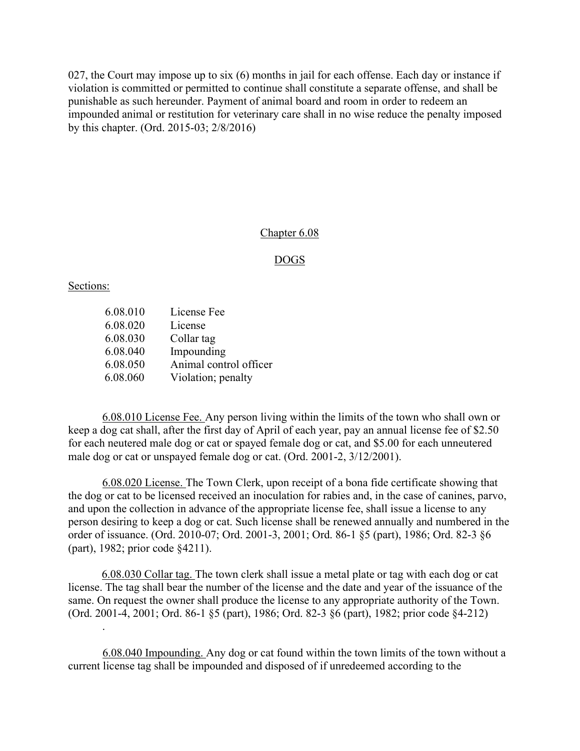027, the Court may impose up to six (6) months in jail for each offense. Each day or instance if violation is committed or permitted to continue shall constitute a separate offense, and shall be punishable as such hereunder. Payment of animal board and room in order to redeem an impounded animal or restitution for veterinary care shall in no wise reduce the penalty imposed by this chapter. (Ord. 2015-03; 2/8/2016)

## Chapter 6.08

## DOGS

Sections:

| | |
|---|---|
| 6.08.010 | License Fee |
| 6.08.020 | License |
| 6.08.030 | Collar tag |
| 6.08.040 | Impounding |
| 6.08.050 | Animal control officer |
| 6.08.060 | Violation; penalty |

6.08.010 License Fee. Any person living within the limits of the town who shall own or keep a dog cat shall, after the first day of April of each year, pay an annual license fee of $2.50 for each neutered male dog or cat or spayed female dog or cat, and $5.00 for each unneutered male dog or cat or unspayed female dog or cat. (Ord. 2001-2, 3/12/2001).

6.08.020 License. The Town Clerk, upon receipt of a bona fide certificate showing that the dog or cat to be licensed received an inoculation for rabies and, in the case of canines, parvo, and upon the collection in advance of the appropriate license fee, shall issue a license to any person desiring to keep a dog or cat. Such license shall be renewed annually and numbered in the order of issuance. (Ord. 2010-07; Ord. 2001-3, 2001; Ord. 86-1 §5 (part), 1986; Ord. 82-3 §6 (part), 1982; prior code §4211).

6.08.030 Collar tag. The town clerk shall issue a metal plate or tag with each dog or cat license. The tag shall bear the number of the license and the date and year of the issuance of the same. On request the owner shall produce the license to any appropriate authority of the Town. (Ord. 2001-4, 2001; Ord. 86-1 §5 (part), 1986; Ord. 82-3 §6 (part), 1982; prior code §4-212)

6.08.040 Impounding. Any dog or cat found within the town limits of the town without a current license tag shall be impounded and disposed of if unredeemed according to the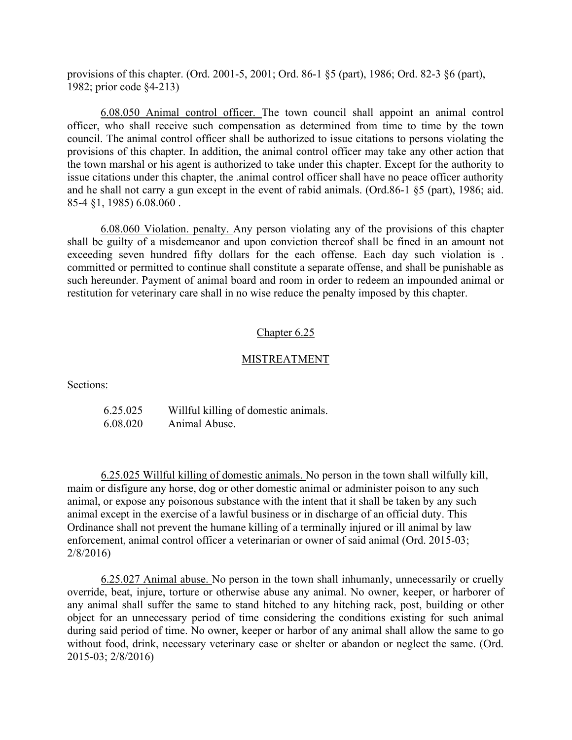provisions of this chapter. (Ord. 2001-5, 2001; Ord. 86-1 §5 (part), 1986; Ord. 82-3 §6 (part), 1982; prior code §4-213)

6.08.050 Animal control officer. The town council shall appoint an animal control officer, who shall receive such compensation as determined from time to time by the town council. The animal control officer shall be authorized to issue citations to persons violating the provisions of this chapter. In addition, the animal control officer may take any other action that the town marshal or his agent is authorized to take under this chapter. Except for the authority to issue citations under this chapter, the .animal control officer shall have no peace officer authority and he shall not carry a gun except in the event of rabid animals. (Ord.86-1 §5 (part), 1986; aid. 85-4 §1, 1985) 6.08.060 .

6.08.060 Violation. penalty. Any person violating any of the provisions of this chapter shall be guilty of a misdemeanor and upon conviction thereof shall be fined in an amount not exceeding seven hundred fifty dollars for the each offense. Each day such violation is . committed or permitted to continue shall constitute a separate offense, and shall be punishable as such hereunder. Payment of animal board and room in order to redeem an impounded animal or restitution for veterinary care shall in no wise reduce the penalty imposed by this chapter.

## Chapter 6.25

## MISTREATMENT

Sections:

| | |
|---|---|
| 6.25.025 | Willful killing of domestic animals. |
| 6.08.020 | Animal Abuse. |

6.25.025 Willful killing of domestic animals. No person in the town shall wilfully kill, maim or disfigure any horse, dog or other domestic animal or administer poison to any such animal, or expose any poisonous substance with the intent that it shall be taken by any such animal except in the exercise of a lawful business or in discharge of an official duty. This Ordinance shall not prevent the humane killing of a terminally injured or ill animal by law enforcement, animal control officer a veterinarian or owner of said animal (Ord. 2015-03; 2/8/2016)

6.25.027 Animal abuse. No person in the town shall inhumanly, unnecessarily or cruelly override, beat, injure, torture or otherwise abuse any animal. No owner, keeper, or harborer of any animal shall suffer the same to stand hitched to any hitching rack, post, building or other object for an unnecessary period of time considering the conditions existing for such animal during said period of time. No owner, keeper or harbor of any animal shall allow the same to go without food, drink, necessary veterinary case or shelter or abandon or neglect the same. (Ord. 2015-03; 2/8/2016)